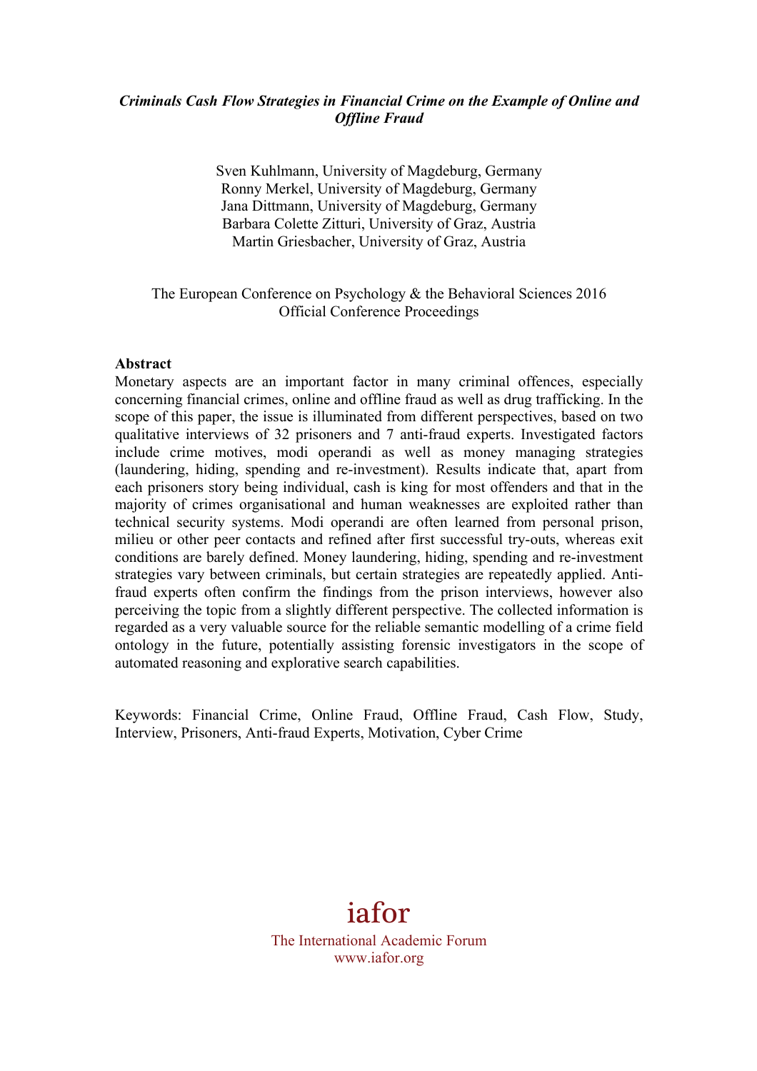# *Criminals Cash Flow Strategies in Financial Crime on the Example of Online and Offline Fraud*

Sven Kuhlmann, University of Magdeburg, Germany
Ronny Merkel, University of Magdeburg, Germany
Jana Dittmann, University of Magdeburg, Germany
Barbara Colette Zitturi, University of Graz, Austria
Martin Griesbacher, University of Graz, Austria

The European Conference on Psychology & the Behavioral Sciences 2016
Official Conference Proceedings

## Abstract

Monetary aspects are an important factor in many criminal offences, especially concerning financial crimes, online and offline fraud as well as drug trafficking. In the scope of this paper, the issue is illuminated from different perspectives, based on two qualitative interviews of 32 prisoners and 7 anti-fraud experts. Investigated factors include crime motives, modi operandi as well as money managing strategies (laundering, hiding, spending and re-investment). Results indicate that, apart from each prisoners story being individual, cash is king for most offenders and that in the majority of crimes organisational and human weaknesses are exploited rather than technical security systems. Modi operandi are often learned from personal prison, milieu or other peer contacts and refined after first successful try-outs, whereas exit conditions are barely defined. Money laundering, hiding, spending and re-investment strategies vary between criminals, but certain strategies are repeatedly applied. Anti-fraud experts often confirm the findings from the prison interviews, however also perceiving the topic from a slightly different perspective. The collected information is regarded as a very valuable source for the reliable semantic modelling of a crime field ontology in the future, potentially assisting forensic investigators in the scope of automated reasoning and explorative search capabilities.

Keywords: Financial Crime, Online Fraud, Offline Fraud, Cash Flow, Study, Interview, Prisoners, Anti-fraud Experts, Motivation, Cyber Crime

iafor
The International Academic Forum
www.iafor.org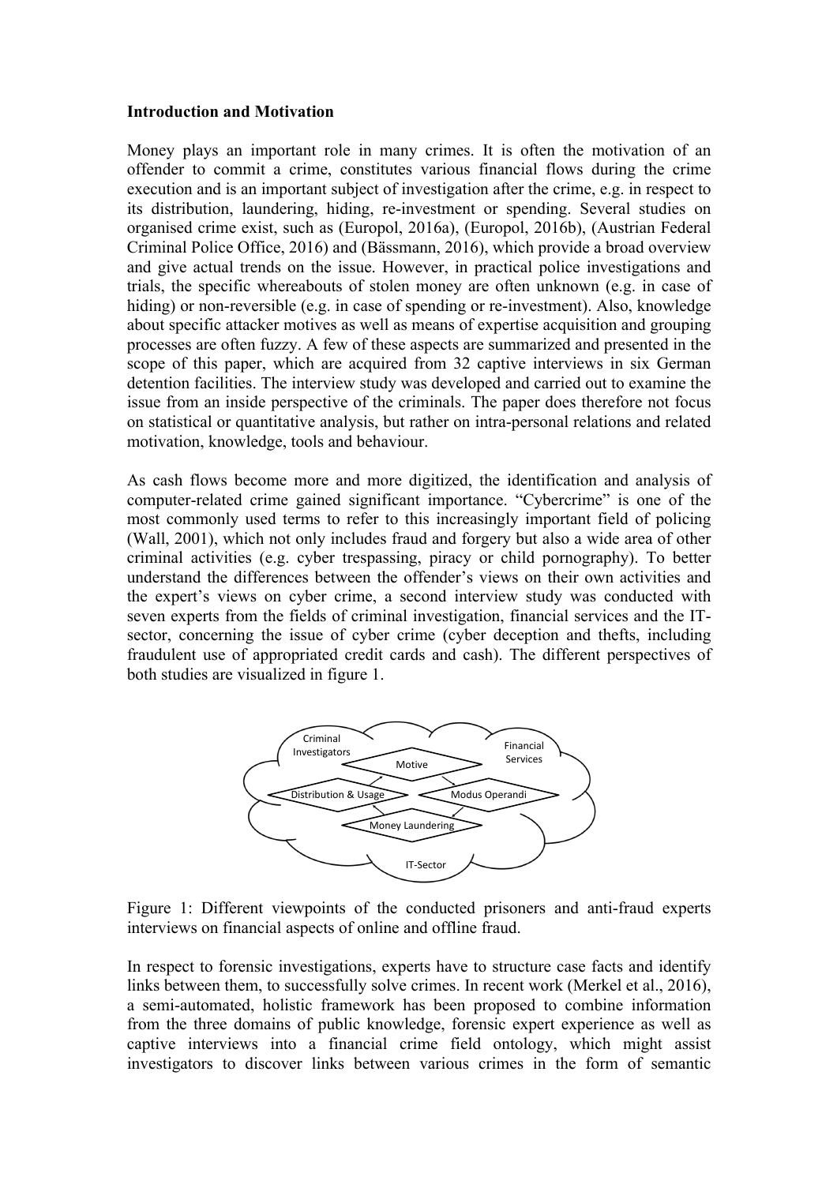**Introduction and Motivation**

Money plays an important role in many crimes. It is often the motivation of an offender to commit a crime, constitutes various financial flows during the crime execution and is an important subject of investigation after the crime, e.g. in respect to its distribution, laundering, hiding, re-investment or spending. Several studies on organised crime exist, such as (Europol, 2016a), (Europol, 2016b), (Austrian Federal Criminal Police Office, 2016) and (Bässmann, 2016), which provide a broad overview and give actual trends on the issue. However, in practical police investigations and trials, the specific whereabouts of stolen money are often unknown (e.g. in case of hiding) or non-reversible (e.g. in case of spending or re-investment). Also, knowledge about specific attacker motives as well as means of expertise acquisition and grouping processes are often fuzzy. A few of these aspects are summarized and presented in the scope of this paper, which are acquired from 32 captive interviews in six German detention facilities. The interview study was developed and carried out to examine the issue from an inside perspective of the criminals. The paper does therefore not focus on statistical or quantitative analysis, but rather on intra-personal relations and related motivation, knowledge, tools and behaviour.

As cash flows become more and more digitized, the identification and analysis of computer-related crime gained significant importance. "Cybercrime" is one of the most commonly used terms to refer to this increasingly important field of policing (Wall, 2001), which not only includes fraud and forgery but also a wide area of other criminal activities (e.g. cyber trespassing, piracy or child pornography). To better understand the differences between the offender's views on their own activities and the expert's views on cyber crime, a second interview study was conducted with seven experts from the fields of criminal investigation, financial services and the IT-sector, concerning the issue of cyber crime (cyber deception and thefts, including fraudulent use of appropriated credit cards and cash). The different perspectives of both studies are visualized in figure 1.

Criminal Investigators | Financial Services | IT-Sector | Motive | Distribution & Usage | Modus Operandi | Money Laundering

Figure 1: Different viewpoints of the conducted prisoners and anti-fraud experts interviews on financial aspects of online and offline fraud.

In respect to forensic investigations, experts have to structure case facts and identify links between them, to successfully solve crimes. In recent work (Merkel et al., 2016), a semi-automated, holistic framework has been proposed to combine information from the three domains of public knowledge, forensic expert experience as well as captive interviews into a financial crime field ontology, which might assist investigators to discover links between various crimes in the form of semantic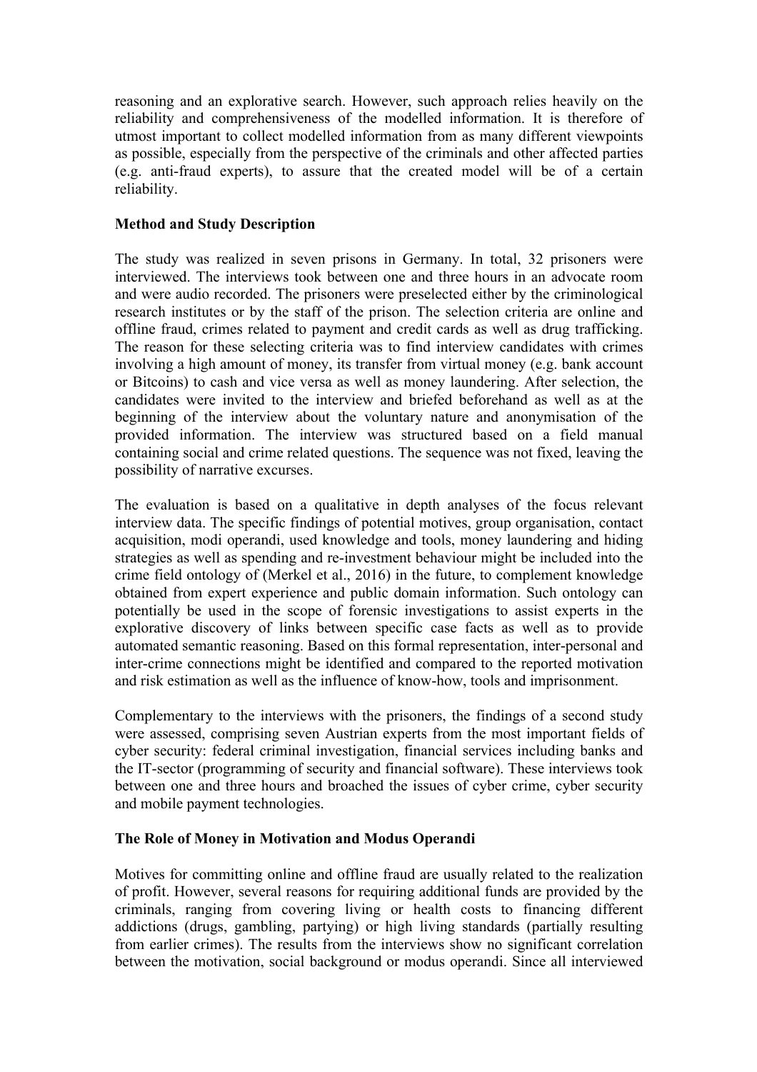reasoning and an explorative search. However, such approach relies heavily on the reliability and comprehensiveness of the modelled information. It is therefore of utmost important to collect modelled information from as many different viewpoints as possible, especially from the perspective of the criminals and other affected parties (e.g. anti-fraud experts), to assure that the created model will be of a certain reliability.

**Method and Study Description**

The study was realized in seven prisons in Germany. In total, 32 prisoners were interviewed. The interviews took between one and three hours in an advocate room and were audio recorded. The prisoners were preselected either by the criminological research institutes or by the staff of the prison. The selection criteria are online and offline fraud, crimes related to payment and credit cards as well as drug trafficking. The reason for these selecting criteria was to find interview candidates with crimes involving a high amount of money, its transfer from virtual money (e.g. bank account or Bitcoins) to cash and vice versa as well as money laundering. After selection, the candidates were invited to the interview and briefed beforehand as well as at the beginning of the interview about the voluntary nature and anonymisation of the provided information. The interview was structured based on a field manual containing social and crime related questions. The sequence was not fixed, leaving the possibility of narrative excurses.

The evaluation is based on a qualitative in depth analyses of the focus relevant interview data. The specific findings of potential motives, group organisation, contact acquisition, modi operandi, used knowledge and tools, money laundering and hiding strategies as well as spending and re-investment behaviour might be included into the crime field ontology of (Merkel et al., 2016) in the future, to complement knowledge obtained from expert experience and public domain information. Such ontology can potentially be used in the scope of forensic investigations to assist experts in the explorative discovery of links between specific case facts as well as to provide automated semantic reasoning. Based on this formal representation, inter-personal and inter-crime connections might be identified and compared to the reported motivation and risk estimation as well as the influence of know-how, tools and imprisonment.

Complementary to the interviews with the prisoners, the findings of a second study were assessed, comprising seven Austrian experts from the most important fields of cyber security: federal criminal investigation, financial services including banks and the IT-sector (programming of security and financial software). These interviews took between one and three hours and broached the issues of cyber crime, cyber security and mobile payment technologies.

**The Role of Money in Motivation and Modus Operandi**

Motives for committing online and offline fraud are usually related to the realization of profit. However, several reasons for requiring additional funds are provided by the criminals, ranging from covering living or health costs to financing different addictions (drugs, gambling, partying) or high living standards (partially resulting from earlier crimes). The results from the interviews show no significant correlation between the motivation, social background or modus operandi. Since all interviewed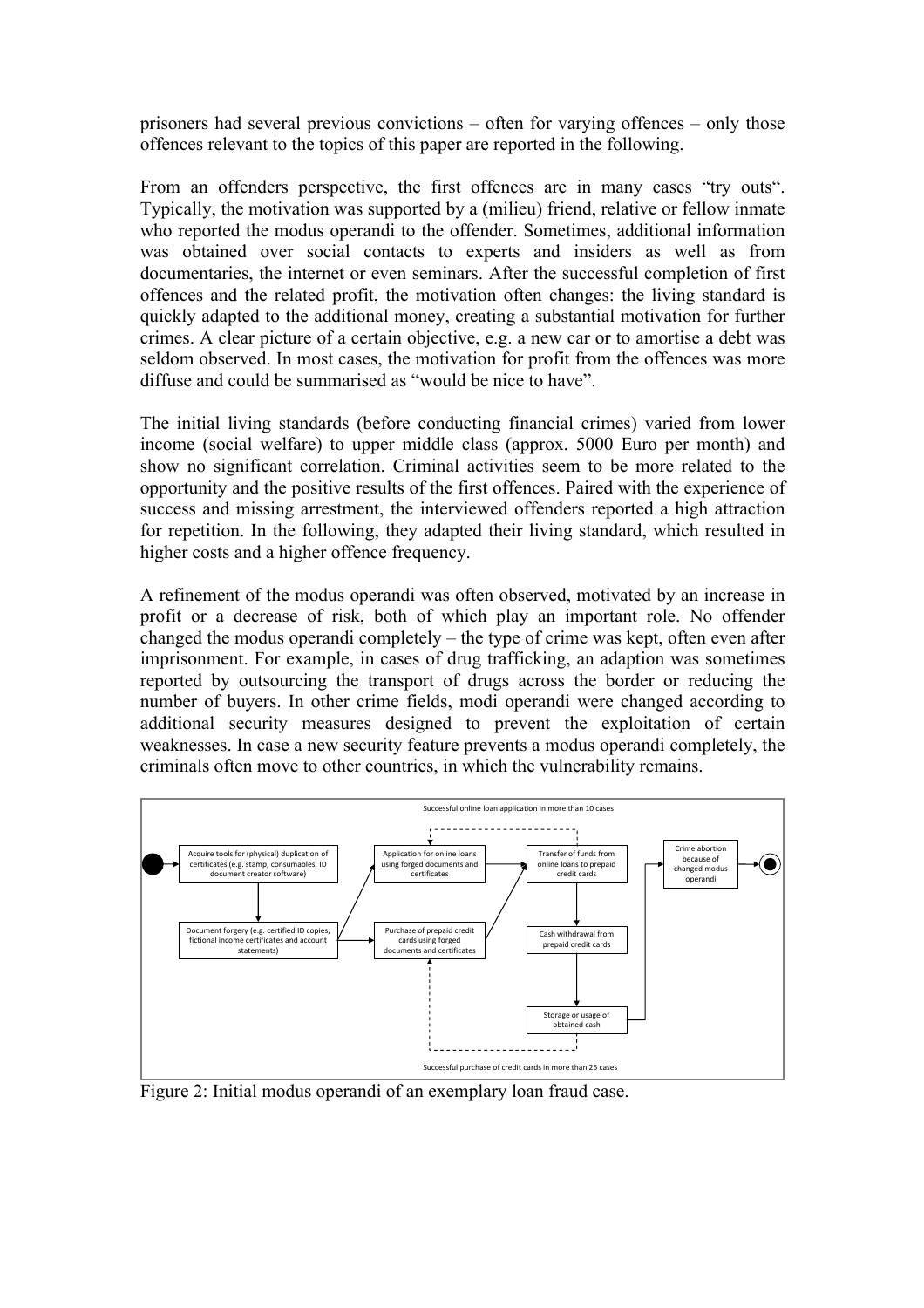prisoners had several previous convictions – often for varying offences – only those offences relevant to the topics of this paper are reported in the following.

From an offenders perspective, the first offences are in many cases "try outs". Typically, the motivation was supported by a (milieu) friend, relative or fellow inmate who reported the modus operandi to the offender. Sometimes, additional information was obtained over social contacts to experts and insiders as well as from documentaries, the internet or even seminars. After the successful completion of first offences and the related profit, the motivation often changes: the living standard is quickly adapted to the additional money, creating a substantial motivation for further crimes. A clear picture of a certain objective, e.g. a new car or to amortise a debt was seldom observed. In most cases, the motivation for profit from the offences was more diffuse and could be summarised as "would be nice to have".

The initial living standards (before conducting financial crimes) varied from lower income (social welfare) to upper middle class (approx. 5000 Euro per month) and show no significant correlation. Criminal activities seem to be more related to the opportunity and the positive results of the first offences. Paired with the experience of success and missing arrestment, the interviewed offenders reported a high attraction for repetition. In the following, they adapted their living standard, which resulted in higher costs and a higher offence frequency.

A refinement of the modus operandi was often observed, motivated by an increase in profit or a decrease of risk, both of which play an important role. No offender changed the modus operandi completely – the type of crime was kept, often even after imprisonment. For example, in cases of drug trafficking, an adaption was sometimes reported by outsourcing the transport of drugs across the border or reducing the number of buyers. In other crime fields, modi operandi were changed according to additional security measures designed to prevent the exploitation of certain weaknesses. In case a new security feature prevents a modus operandi completely, the criminals often move to other countries, in which the vulnerability remains.

Figure 2: Initial modus operandi of an exemplary loan fraud case.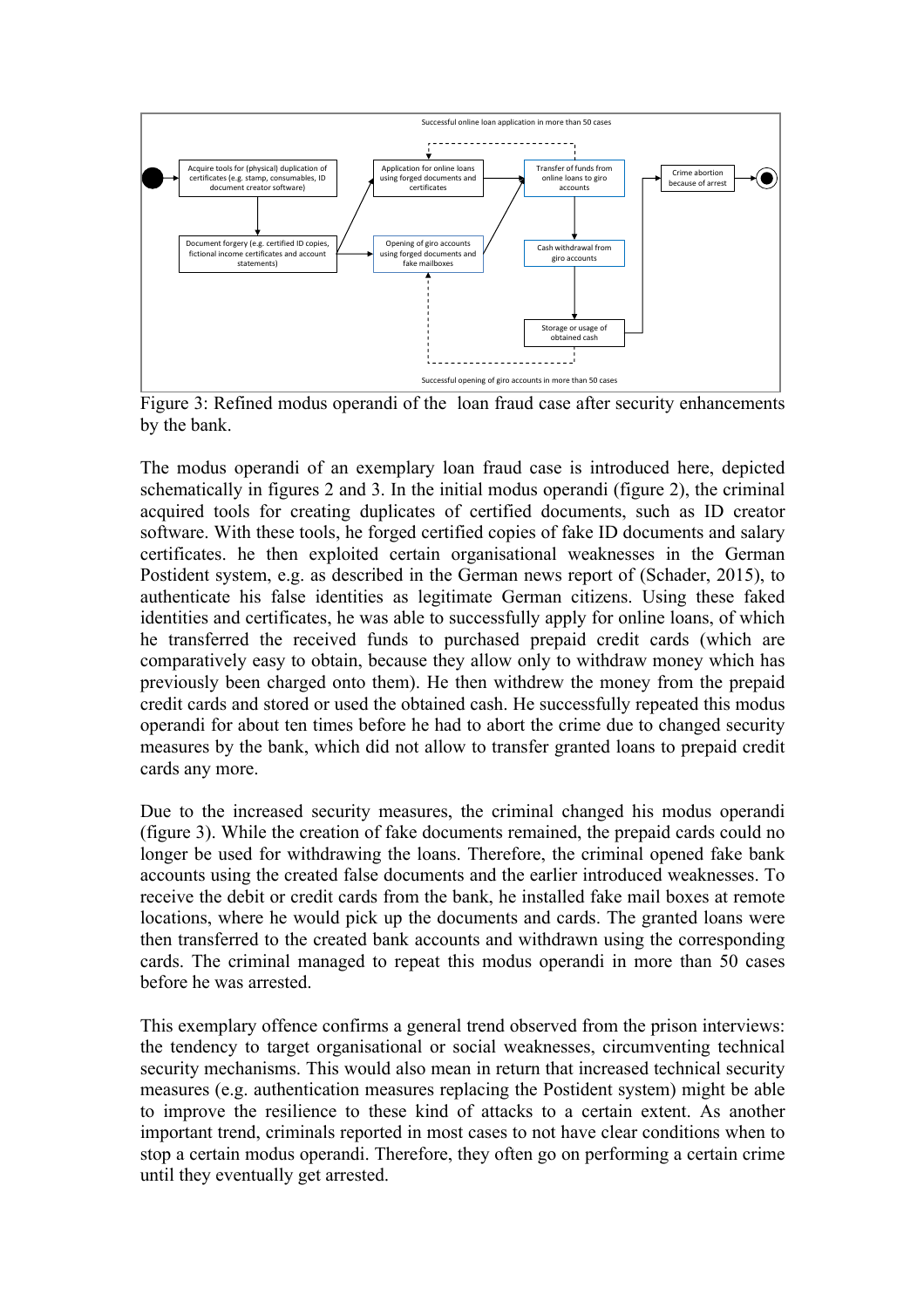Figure 3: Refined modus operandi of the loan fraud case after security enhancements by the bank.

The modus operandi of an exemplary loan fraud case is introduced here, depicted schematically in figures 2 and 3. In the initial modus operandi (figure 2), the criminal acquired tools for creating duplicates of certified documents, such as ID creator software. With these tools, he forged certified copies of fake ID documents and salary certificates. he then exploited certain organisational weaknesses in the German Postident system, e.g. as described in the German news report of (Schader, 2015), to authenticate his false identities as legitimate German citizens. Using these faked identities and certificates, he was able to successfully apply for online loans, of which he transferred the received funds to purchased prepaid credit cards (which are comparatively easy to obtain, because they allow only to withdraw money which has previously been charged onto them). He then withdrew the money from the prepaid credit cards and stored or used the obtained cash. He successfully repeated this modus operandi for about ten times before he had to abort the crime due to changed security measures by the bank, which did not allow to transfer granted loans to prepaid credit cards any more.

Due to the increased security measures, the criminal changed his modus operandi (figure 3). While the creation of fake documents remained, the prepaid cards could no longer be used for withdrawing the loans. Therefore, the criminal opened fake bank accounts using the created false documents and the earlier introduced weaknesses. To receive the debit or credit cards from the bank, he installed fake mail boxes at remote locations, where he would pick up the documents and cards. The granted loans were then transferred to the created bank accounts and withdrawn using the corresponding cards. The criminal managed to repeat this modus operandi in more than 50 cases before he was arrested.

This exemplary offence confirms a general trend observed from the prison interviews: the tendency to target organisational or social weaknesses, circumventing technical security mechanisms. This would also mean in return that increased technical security measures (e.g. authentication measures replacing the Postident system) might be able to improve the resilience to these kind of attacks to a certain extent. As another important trend, criminals reported in most cases to not have clear conditions when to stop a certain modus operandi. Therefore, they often go on performing a certain crime until they eventually get arrested.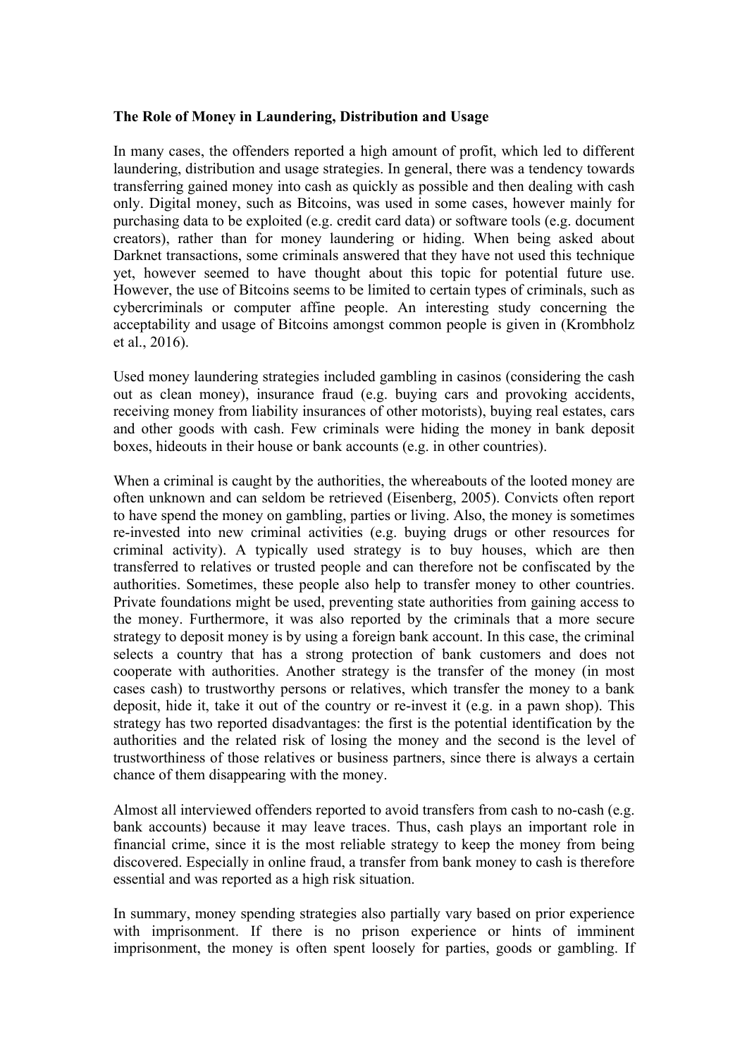**The Role of Money in Laundering, Distribution and Usage**

In many cases, the offenders reported a high amount of profit, which led to different laundering, distribution and usage strategies. In general, there was a tendency towards transferring gained money into cash as quickly as possible and then dealing with cash only. Digital money, such as Bitcoins, was used in some cases, however mainly for purchasing data to be exploited (e.g. credit card data) or software tools (e.g. document creators), rather than for money laundering or hiding. When being asked about Darknet transactions, some criminals answered that they have not used this technique yet, however seemed to have thought about this topic for potential future use. However, the use of Bitcoins seems to be limited to certain types of criminals, such as cybercriminals or computer affine people. An interesting study concerning the acceptability and usage of Bitcoins amongst common people is given in (Krombholz et al., 2016).

Used money laundering strategies included gambling in casinos (considering the cash out as clean money), insurance fraud (e.g. buying cars and provoking accidents, receiving money from liability insurances of other motorists), buying real estates, cars and other goods with cash. Few criminals were hiding the money in bank deposit boxes, hideouts in their house or bank accounts (e.g. in other countries).

When a criminal is caught by the authorities, the whereabouts of the looted money are often unknown and can seldom be retrieved (Eisenberg, 2005). Convicts often report to have spend the money on gambling, parties or living. Also, the money is sometimes re-invested into new criminal activities (e.g. buying drugs or other resources for criminal activity). A typically used strategy is to buy houses, which are then transferred to relatives or trusted people and can therefore not be confiscated by the authorities. Sometimes, these people also help to transfer money to other countries. Private foundations might be used, preventing state authorities from gaining access to the money. Furthermore, it was also reported by the criminals that a more secure strategy to deposit money is by using a foreign bank account. In this case, the criminal selects a country that has a strong protection of bank customers and does not cooperate with authorities. Another strategy is the transfer of the money (in most cases cash) to trustworthy persons or relatives, which transfer the money to a bank deposit, hide it, take it out of the country or re-invest it (e.g. in a pawn shop). This strategy has two reported disadvantages: the first is the potential identification by the authorities and the related risk of losing the money and the second is the level of trustworthiness of those relatives or business partners, since there is always a certain chance of them disappearing with the money.

Almost all interviewed offenders reported to avoid transfers from cash to no-cash (e.g. bank accounts) because it may leave traces. Thus, cash plays an important role in financial crime, since it is the most reliable strategy to keep the money from being discovered. Especially in online fraud, a transfer from bank money to cash is therefore essential and was reported as a high risk situation.

In summary, money spending strategies also partially vary based on prior experience with imprisonment. If there is no prison experience or hints of imminent imprisonment, the money is often spent loosely for parties, goods or gambling. If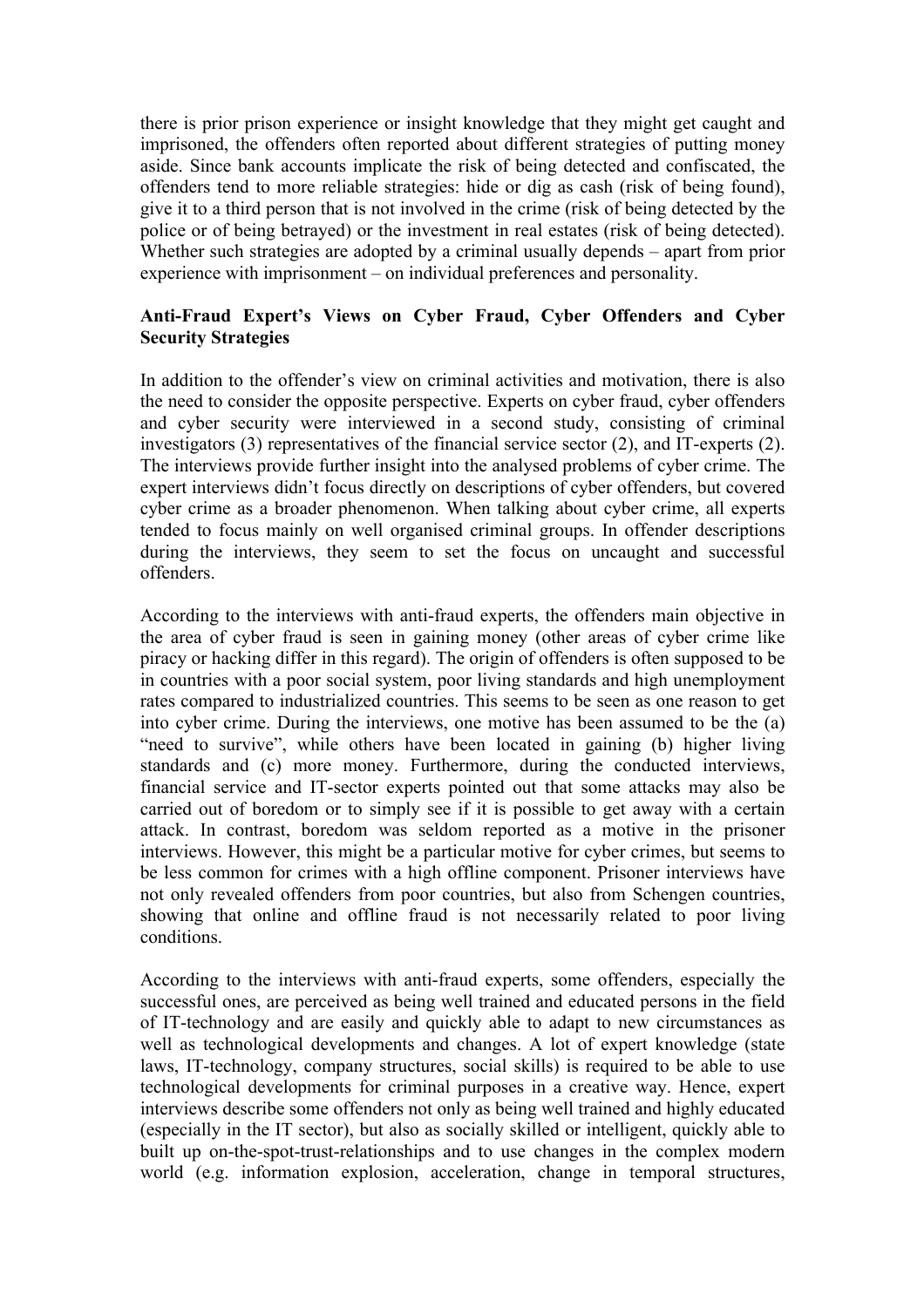there is prior prison experience or insight knowledge that they might get caught and imprisoned, the offenders often reported about different strategies of putting money aside. Since bank accounts implicate the risk of being detected and confiscated, the offenders tend to more reliable strategies: hide or dig as cash (risk of being found), give it to a third person that is not involved in the crime (risk of being detected by the police or of being betrayed) or the investment in real estates (risk of being detected). Whether such strategies are adopted by a criminal usually depends – apart from prior experience with imprisonment – on individual preferences and personality.

**Anti-Fraud Expert's Views on Cyber Fraud, Cyber Offenders and Cyber Security Strategies**

In addition to the offender's view on criminal activities and motivation, there is also the need to consider the opposite perspective. Experts on cyber fraud, cyber offenders and cyber security were interviewed in a second study, consisting of criminal investigators (3) representatives of the financial service sector (2), and IT-experts (2). The interviews provide further insight into the analysed problems of cyber crime. The expert interviews didn't focus directly on descriptions of cyber offenders, but covered cyber crime as a broader phenomenon. When talking about cyber crime, all experts tended to focus mainly on well organised criminal groups. In offender descriptions during the interviews, they seem to set the focus on uncaught and successful offenders.

According to the interviews with anti-fraud experts, the offenders main objective in the area of cyber fraud is seen in gaining money (other areas of cyber crime like piracy or hacking differ in this regard). The origin of offenders is often supposed to be in countries with a poor social system, poor living standards and high unemployment rates compared to industrialized countries. This seems to be seen as one reason to get into cyber crime. During the interviews, one motive has been assumed to be the (a) "need to survive", while others have been located in gaining (b) higher living standards and (c) more money. Furthermore, during the conducted interviews, financial service and IT-sector experts pointed out that some attacks may also be carried out of boredom or to simply see if it is possible to get away with a certain attack. In contrast, boredom was seldom reported as a motive in the prisoner interviews. However, this might be a particular motive for cyber crimes, but seems to be less common for crimes with a high offline component. Prisoner interviews have not only revealed offenders from poor countries, but also from Schengen countries, showing that online and offline fraud is not necessarily related to poor living conditions.

According to the interviews with anti-fraud experts, some offenders, especially the successful ones, are perceived as being well trained and educated persons in the field of IT-technology and are easily and quickly able to adapt to new circumstances as well as technological developments and changes. A lot of expert knowledge (state laws, IT-technology, company structures, social skills) is required to be able to use technological developments for criminal purposes in a creative way. Hence, expert interviews describe some offenders not only as being well trained and highly educated (especially in the IT sector), but also as socially skilled or intelligent, quickly able to built up on-the-spot-trust-relationships and to use changes in the complex modern world (e.g. information explosion, acceleration, change in temporal structures,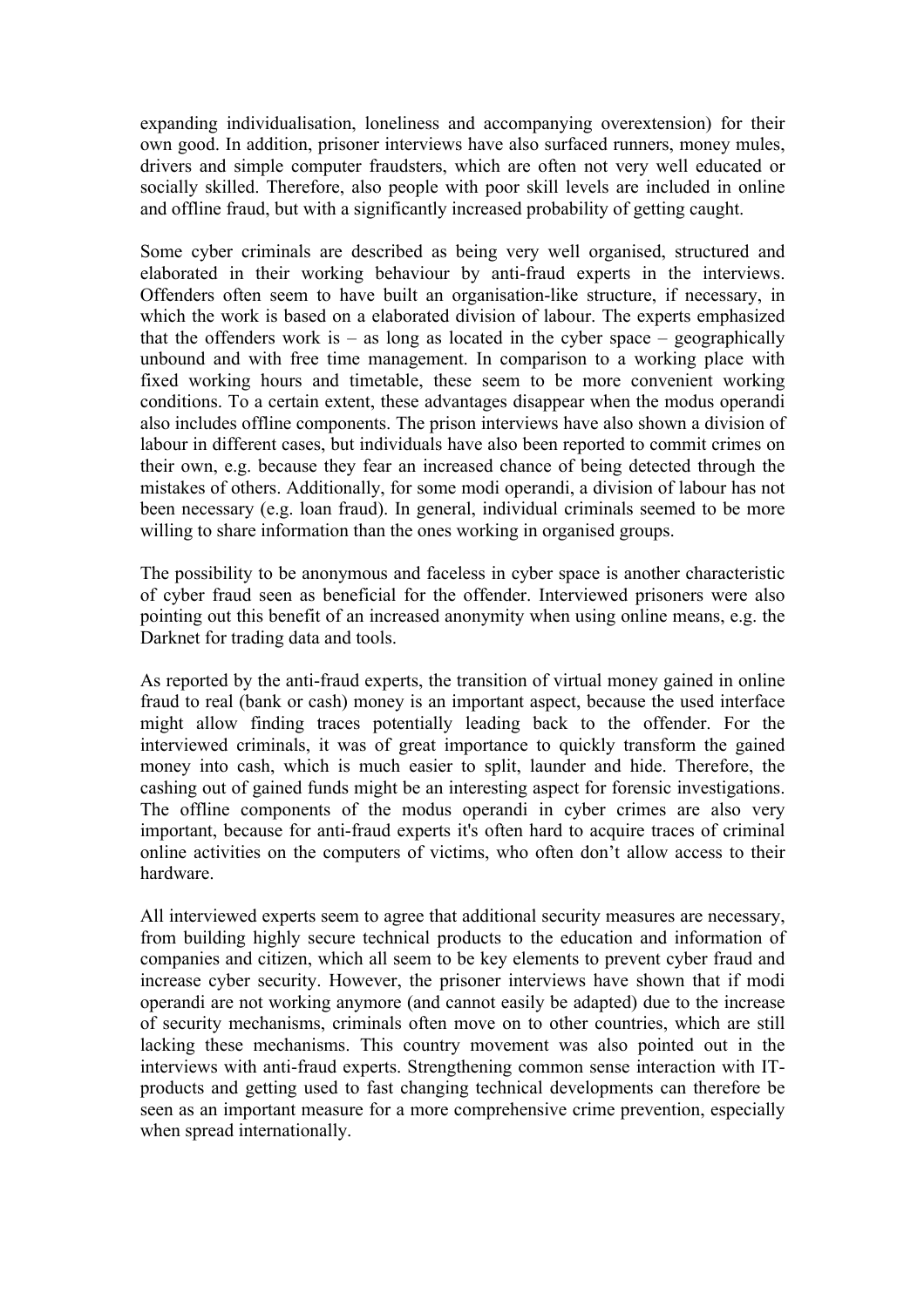expanding individualisation, loneliness and accompanying overextension) for their own good. In addition, prisoner interviews have also surfaced runners, money mules, drivers and simple computer fraudsters, which are often not very well educated or socially skilled. Therefore, also people with poor skill levels are included in online and offline fraud, but with a significantly increased probability of getting caught.

Some cyber criminals are described as being very well organised, structured and elaborated in their working behaviour by anti-fraud experts in the interviews. Offenders often seem to have built an organisation-like structure, if necessary, in which the work is based on a elaborated division of labour. The experts emphasized that the offenders work is – as long as located in the cyber space – geographically unbound and with free time management. In comparison to a working place with fixed working hours and timetable, these seem to be more convenient working conditions. To a certain extent, these advantages disappear when the modus operandi also includes offline components. The prison interviews have also shown a division of labour in different cases, but individuals have also been reported to commit crimes on their own, e.g. because they fear an increased chance of being detected through the mistakes of others. Additionally, for some modi operandi, a division of labour has not been necessary (e.g. loan fraud). In general, individual criminals seemed to be more willing to share information than the ones working in organised groups.

The possibility to be anonymous and faceless in cyber space is another characteristic of cyber fraud seen as beneficial for the offender. Interviewed prisoners were also pointing out this benefit of an increased anonymity when using online means, e.g. the Darknet for trading data and tools.

As reported by the anti-fraud experts, the transition of virtual money gained in online fraud to real (bank or cash) money is an important aspect, because the used interface might allow finding traces potentially leading back to the offender. For the interviewed criminals, it was of great importance to quickly transform the gained money into cash, which is much easier to split, launder and hide. Therefore, the cashing out of gained funds might be an interesting aspect for forensic investigations. The offline components of the modus operandi in cyber crimes are also very important, because for anti-fraud experts it's often hard to acquire traces of criminal online activities on the computers of victims, who often don't allow access to their hardware.

All interviewed experts seem to agree that additional security measures are necessary, from building highly secure technical products to the education and information of companies and citizen, which all seem to be key elements to prevent cyber fraud and increase cyber security. However, the prisoner interviews have shown that if modi operandi are not working anymore (and cannot easily be adapted) due to the increase of security mechanisms, criminals often move on to other countries, which are still lacking these mechanisms. This country movement was also pointed out in the interviews with anti-fraud experts. Strengthening common sense interaction with IT-products and getting used to fast changing technical developments can therefore be seen as an important measure for a more comprehensive crime prevention, especially when spread internationally.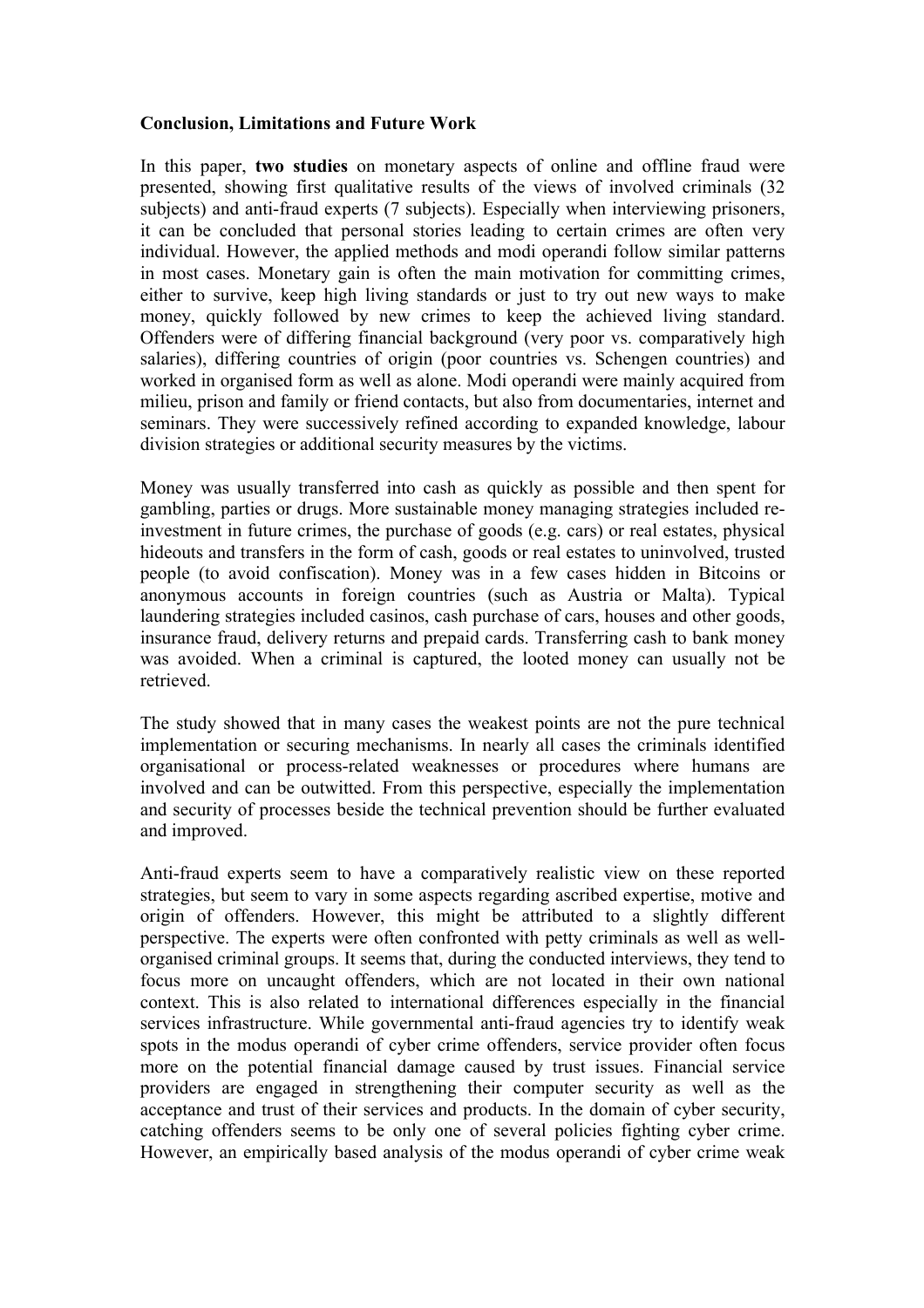**Conclusion, Limitations and Future Work**

In this paper, **two studies** on monetary aspects of online and offline fraud were presented, showing first qualitative results of the views of involved criminals (32 subjects) and anti-fraud experts (7 subjects). Especially when interviewing prisoners, it can be concluded that personal stories leading to certain crimes are often very individual. However, the applied methods and modi operandi follow similar patterns in most cases. Monetary gain is often the main motivation for committing crimes, either to survive, keep high living standards or just to try out new ways to make money, quickly followed by new crimes to keep the achieved living standard. Offenders were of differing financial background (very poor vs. comparatively high salaries), differing countries of origin (poor countries vs. Schengen countries) and worked in organised form as well as alone. Modi operandi were mainly acquired from milieu, prison and family or friend contacts, but also from documentaries, internet and seminars. They were successively refined according to expanded knowledge, labour division strategies or additional security measures by the victims.

Money was usually transferred into cash as quickly as possible and then spent for gambling, parties or drugs. More sustainable money managing strategies included re-investment in future crimes, the purchase of goods (e.g. cars) or real estates, physical hideouts and transfers in the form of cash, goods or real estates to uninvolved, trusted people (to avoid confiscation). Money was in a few cases hidden in Bitcoins or anonymous accounts in foreign countries (such as Austria or Malta). Typical laundering strategies included casinos, cash purchase of cars, houses and other goods, insurance fraud, delivery returns and prepaid cards. Transferring cash to bank money was avoided. When a criminal is captured, the looted money can usually not be retrieved.

The study showed that in many cases the weakest points are not the pure technical implementation or securing mechanisms. In nearly all cases the criminals identified organisational or process-related weaknesses or procedures where humans are involved and can be outwitted. From this perspective, especially the implementation and security of processes beside the technical prevention should be further evaluated and improved.

Anti-fraud experts seem to have a comparatively realistic view on these reported strategies, but seem to vary in some aspects regarding ascribed expertise, motive and origin of offenders. However, this might be attributed to a slightly different perspective. The experts were often confronted with petty criminals as well as well-organised criminal groups. It seems that, during the conducted interviews, they tend to focus more on uncaught offenders, which are not located in their own national context. This is also related to international differences especially in the financial services infrastructure. While governmental anti-fraud agencies try to identify weak spots in the modus operandi of cyber crime offenders, service provider often focus more on the potential financial damage caused by trust issues. Financial service providers are engaged in strengthening their computer security as well as the acceptance and trust of their services and products. In the domain of cyber security, catching offenders seems to be only one of several policies fighting cyber crime. However, an empirically based analysis of the modus operandi of cyber crime weak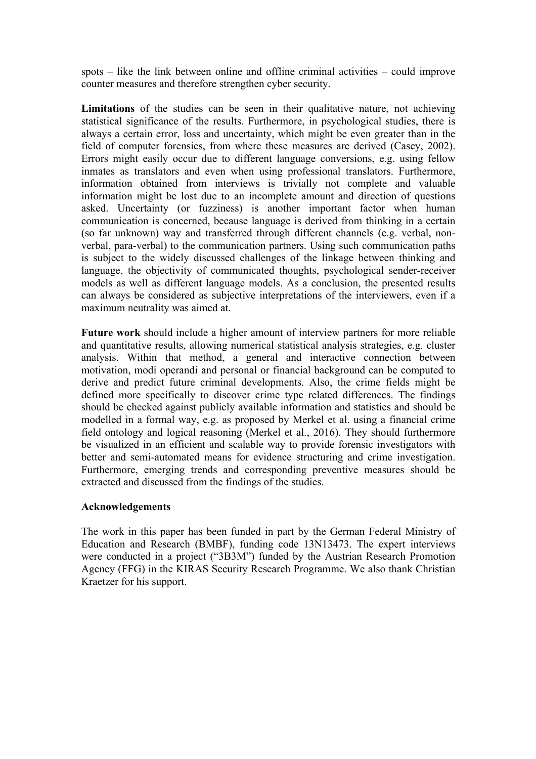spots – like the link between online and offline criminal activities – could improve counter measures and therefore strengthen cyber security.

**Limitations** of the studies can be seen in their qualitative nature, not achieving statistical significance of the results. Furthermore, in psychological studies, there is always a certain error, loss and uncertainty, which might be even greater than in the field of computer forensics, from where these measures are derived (Casey, 2002). Errors might easily occur due to different language conversions, e.g. using fellow inmates as translators and even when using professional translators. Furthermore, information obtained from interviews is trivially not complete and valuable information might be lost due to an incomplete amount and direction of questions asked. Uncertainty (or fuzziness) is another important factor when human communication is concerned, because language is derived from thinking in a certain (so far unknown) way and transferred through different channels (e.g. verbal, non-verbal, para-verbal) to the communication partners. Using such communication paths is subject to the widely discussed challenges of the linkage between thinking and language, the objectivity of communicated thoughts, psychological sender-receiver models as well as different language models. As a conclusion, the presented results can always be considered as subjective interpretations of the interviewers, even if a maximum neutrality was aimed at.

**Future work** should include a higher amount of interview partners for more reliable and quantitative results, allowing numerical statistical analysis strategies, e.g. cluster analysis. Within that method, a general and interactive connection between motivation, modi operandi and personal or financial background can be computed to derive and predict future criminal developments. Also, the crime fields might be defined more specifically to discover crime type related differences. The findings should be checked against publicly available information and statistics and should be modelled in a formal way, e.g. as proposed by Merkel et al. using a financial crime field ontology and logical reasoning (Merkel et al., 2016). They should furthermore be visualized in an efficient and scalable way to provide forensic investigators with better and semi-automated means for evidence structuring and crime investigation. Furthermore, emerging trends and corresponding preventive measures should be extracted and discussed from the findings of the studies.

**Acknowledgements**

The work in this paper has been funded in part by the German Federal Ministry of Education and Research (BMBF), funding code 13N13473. The expert interviews were conducted in a project ("3B3M") funded by the Austrian Research Promotion Agency (FFG) in the KIRAS Security Research Programme. We also thank Christian Kraetzer for his support.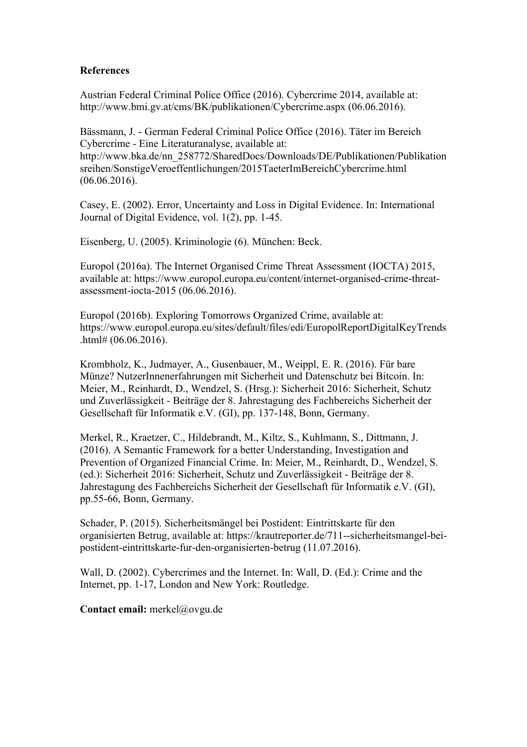**References**

Austrian Federal Criminal Police Office (2016). Cybercrime 2014, available at: http://www.bmi.gv.at/cms/BK/publikationen/Cybercrime.aspx (06.06.2016).

Bässmann, J. - German Federal Criminal Police Office (2016). Täter im Bereich Cybercrime - Eine Literaturanalyse, available at: http://www.bka.de/nn_258772/SharedDocs/Downloads/DE/Publikationen/Publikationsreihen/SonstigeVeroeffentlichungen/2015TaeterImBereichCybercrime.html (06.06.2016).

Casey, E. (2002). Error, Uncertainty and Loss in Digital Evidence. In: International Journal of Digital Evidence, vol. 1(2), pp. 1-45.

Eisenberg, U. (2005). Kriminologie (6). München: Beck.

Europol (2016a). The Internet Organised Crime Threat Assessment (IOCTA) 2015, available at: https://www.europol.europa.eu/content/internet-organised-crime-threat-assessment-iocta-2015 (06.06.2016).

Europol (2016b). Exploring Tomorrows Organized Crime, available at: https://www.europol.europa.eu/sites/default/files/edi/EuropolReportDigitalKeyTrends.html# (06.06.2016).

Krombholz, K., Judmayer, A., Gusenbauer, M., Weippl, E. R. (2016). Für bare Münze? NutzerInnenerfahrungen mit Sicherheit und Datenschutz bei Bitcoin. In: Meier, M., Reinhardt, D., Wendzel, S. (Hrsg.): Sicherheit 2016: Sicherheit, Schutz und Zuverlässigkeit - Beiträge der 8. Jahrestagung des Fachbereichs Sicherheit der Gesellschaft für Informatik e.V. (GI), pp. 137-148, Bonn, Germany.

Merkel, R., Kraetzer, C., Hildebrandt, M., Kiltz, S., Kuhlmann, S., Dittmann, J. (2016). A Semantic Framework for a better Understanding, Investigation and Prevention of Organized Financial Crime. In: Meier, M., Reinhardt, D., Wendzel, S. (ed.): Sicherheit 2016: Sicherheit, Schutz und Zuverlässigkeit - Beiträge der 8. Jahrestagung des Fachbereichs Sicherheit der Gesellschaft für Informatik e.V. (GI), pp.55-66, Bonn, Germany.

Schader, P. (2015). Sicherheitsmängel bei Postident: Eintrittskarte für den organisierten Betrug, available at: https://krautreporter.de/711--sicherheitsmangel-bei-postident-eintrittskarte-fur-den-organisierten-betrug (11.07.2016).

Wall, D. (2002). Cybercrimes and the Internet. In: Wall, D. (Ed.): Crime and the Internet, pp. 1-17, London and New York: Routledge.

**Contact email:** merkel@ovgu.de